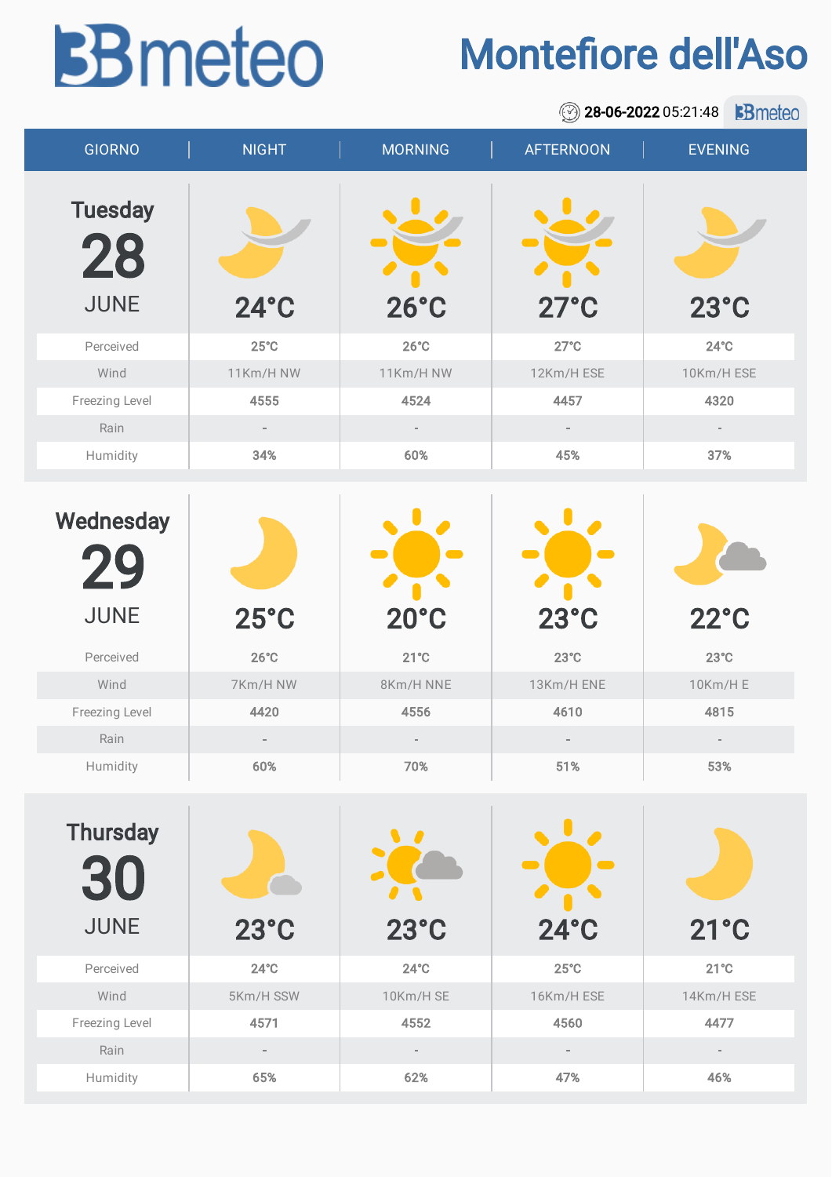# 3Bmeteo

# Montefiore dell'Aso

**28-06-2022** 05:21:48

| GIORNO | NIGHT | MORNING | AFTERNOON | EVENING |
|---|---|---|---|---|
| **Tuesday 28 JUNE** | **24°C** | **26°C** | **27°C** | **23°C** |
| Perceived | 25°C | 26°C | 27°C | 24°C |
| Wind | 11Km/H NW | 11Km/H NW | 12Km/H ESE | 10Km/H ESE |
| Freezing Level | 4555 | 4524 | 4457 | 4320 |
| Rain | - | - | - | - |
| Humidity | 34% | 60% | 45% | 37% |
| **Wednesday 29 JUNE** | **25°C** | **20°C** | **23°C** | **22°C** |
| Perceived | 26°C | 21°C | 23°C | 23°C |
| Wind | 7Km/H NW | 8Km/H NNE | 13Km/H ENE | 10Km/H E |
| Freezing Level | 4420 | 4556 | 4610 | 4815 |
| Rain | - | - | - | - |
| Humidity | 60% | 70% | 51% | 53% |
| **Thursday 30 JUNE** | **23°C** | **23°C** | **24°C** | **21°C** |
| Perceived | 24°C | 24°C | 25°C | 21°C |
| Wind | 5Km/H SSW | 10Km/H SE | 16Km/H ESE | 14Km/H ESE |
| Freezing Level | 4571 | 4552 | 4560 | 4477 |
| Rain | - | - | - | - |
| Humidity | 65% | 62% | 47% | 46% |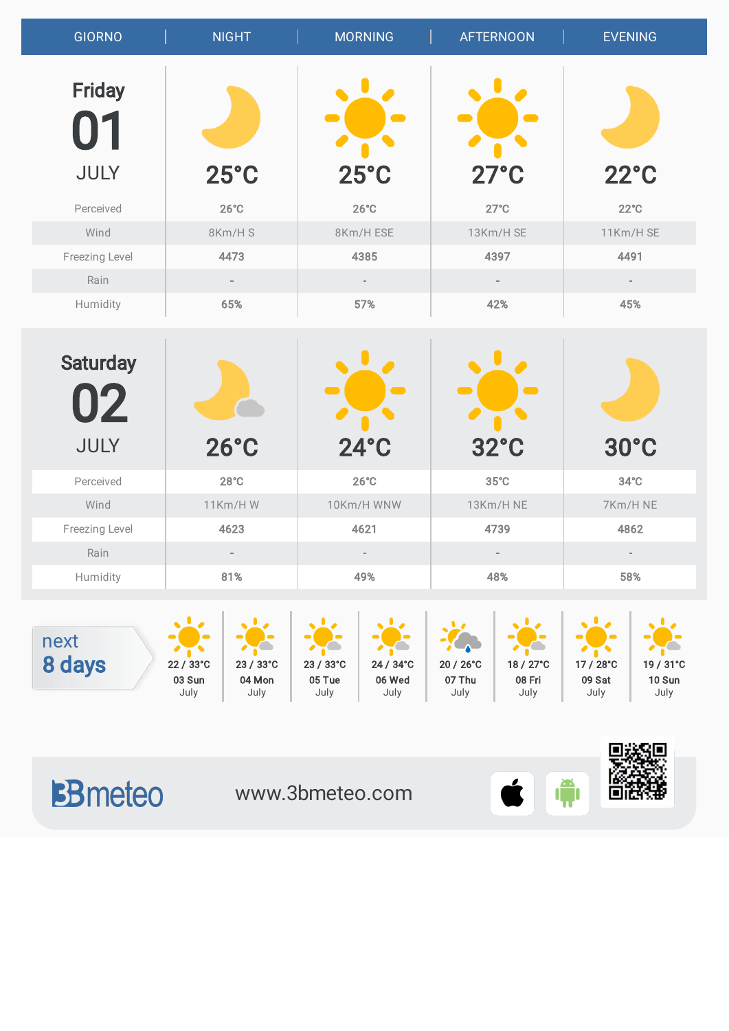| GIORNO | NIGHT | MORNING | AFTERNOON | EVENING |
|---|---|---|---|---|
| **Friday 01 JULY** | 25°C | 25°C | 27°C | 22°C |
| Perceived | 26°C | 26°C | 27°C | 22°C |
| Wind | 8Km/H S | 8Km/H ESE | 13Km/H SE | 11Km/H SE |
| Freezing Level | 4473 | 4385 | 4397 | 4491 |
| Rain | - | - | - | - |
| Humidity | 65% | 57% | 42% | 45% |
| **Saturday 02 JULY** | 26°C | 24°C | 32°C | 30°C |
| Perceived | 28°C | 26°C | 35°C | 34°C |
| Wind | 11Km/H W | 10Km/H WNW | 13Km/H NE | 7Km/H NE |
| Freezing Level | 4623 | 4621 | 4739 | 4862 |
| Rain | - | - | - | - |
| Humidity | 81% | 49% | 48% | 58% |

**next 8 days**

| 03 Sun July | 04 Mon July | 05 Tue July | 06 Wed July | 07 Thu July | 08 Fri July | 09 Sat July | 10 Sun July |
|---|---|---|---|---|---|---|---|
| 22 / 33°C | 23 / 33°C | 23 / 33°C | 24 / 34°C | 20 / 26°C | 18 / 27°C | 17 / 28°C | 19 / 31°C |

3Bmeteo

www.3bmeteo.com